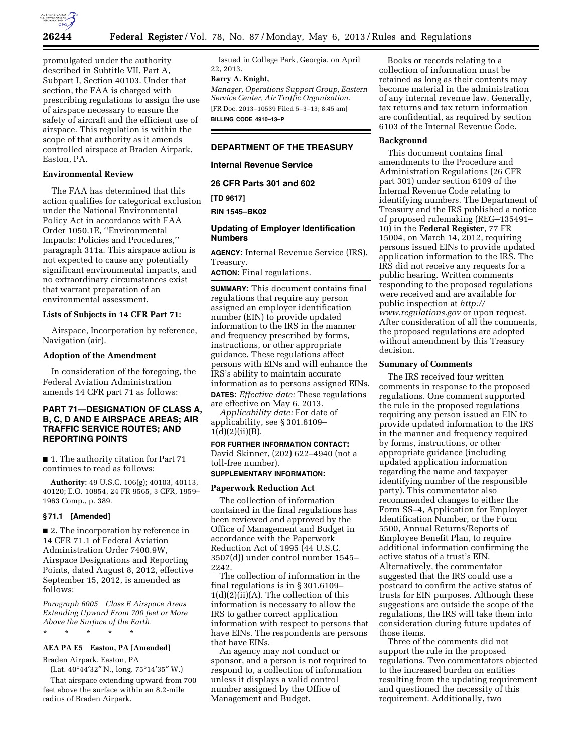promulgated under the authority described in Subtitle VII, Part A, Subpart I, Section 40103. Under that section, the FAA is charged with prescribing regulations to assign the use of airspace necessary to ensure the safety of aircraft and the efficient use of airspace. This regulation is within the scope of that authority as it amends controlled airspace at Braden Airpark, Easton, PA.

### Environmental Review

The FAA has determined that this action qualifies for categorical exclusion under the National Environmental Policy Act in accordance with FAA Order 1050.1E, ''Environmental Impacts: Policies and Procedures,'' paragraph 311a. This airspace action is not expected to cause any potentially significant environmental impacts, and no extraordinary circumstances exist that warrant preparation of an environmental assessment.

### Lists of Subjects in 14 CFR Part 71:

Airspace, Incorporation by reference, Navigation (air).

### Adoption of the Amendment

In consideration of the foregoing, the Federal Aviation Administration amends 14 CFR part 71 as follows:

## PART 71—DESIGNATION OF CLASS A, B, C, D AND E AIRSPACE AREAS; AIR TRAFFIC SERVICE ROUTES; AND REPORTING POINTS

■ 1. The authority citation for Part 71 continues to read as follows:

**Authority:** 49 U.S.C. 106(g); 40103, 40113, 40120; E.O. 10854, 24 FR 9565, 3 CFR, 1959–1963 Comp., p. 389.

### § 71.1 [Amended]

■ 2. The incorporation by reference in 14 CFR 71.1 of Federal Aviation Administration Order 7400.9W, Airspace Designations and Reporting Points, dated August 8, 2012, effective September 15, 2012, is amended as follows:

*Paragraph 6005 Class E Airspace Areas Extending Upward From 700 feet or More Above the Surface of the Earth.*

\* \* \* \* \*

### AEA PA E5 Easton, PA [Amended]

Braden Airpark, Easton, PA

(Lat. 40°44′32″ N., long. 75°14′35″ W.)

That airspace extending upward from 700 feet above the surface within an 8.2-mile radius of Braden Airpark.

Issued in College Park, Georgia, on April 22, 2013.

**Barry A. Knight,**

*Manager, Operations Support Group, Eastern Service Center, Air Traffic Organization.*

[FR Doc. 2013–10539 Filed 5–3–13; 8:45 am]

**BILLING CODE 4910–13–P**

---

## DEPARTMENT OF THE TREASURY

### Internal Revenue Service

### 26 CFR Parts 301 and 602

**[TD 9617]**

**RIN 1545–BK02**

### Updating of Employer Identification Numbers

**AGENCY:** Internal Revenue Service (IRS), Treasury.

**ACTION:** Final regulations.

**SUMMARY:** This document contains final regulations that require any person assigned an employer identification number (EIN) to provide updated information to the IRS in the manner and frequency prescribed by forms, instructions, or other appropriate guidance. These regulations affect persons with EINs and will enhance the IRS's ability to maintain accurate information as to persons assigned EINs.

**DATES:** *Effective date:* These regulations are effective on May 6, 2013.

*Applicability date:* For date of applicability, see § 301.6109–1(d)(2)(ii)(B).

**FOR FURTHER INFORMATION CONTACT:** David Skinner, (202) 622–4940 (not a toll-free number).

**SUPPLEMENTARY INFORMATION:**

### Paperwork Reduction Act

The collection of information contained in the final regulations has been reviewed and approved by the Office of Management and Budget in accordance with the Paperwork Reduction Act of 1995 (44 U.S.C. 3507(d)) under control number 1545–2242.

The collection of information in the final regulations is in § 301.6109–1(d)(2)(ii)(A). The collection of this information is necessary to allow the IRS to gather correct application information with respect to persons that have EINs. The respondents are persons that have EINs.

An agency may not conduct or sponsor, and a person is not required to respond to, a collection of information unless it displays a valid control number assigned by the Office of Management and Budget.

Books or records relating to a collection of information must be retained as long as their contents may become material in the administration of any internal revenue law. Generally, tax returns and tax return information are confidential, as required by section 6103 of the Internal Revenue Code.

### Background

This document contains final amendments to the Procedure and Administration Regulations (26 CFR part 301) under section 6109 of the Internal Revenue Code relating to identifying numbers. The Department of Treasury and the IRS published a notice of proposed rulemaking (REG–135491–10) in the **Federal Register**, 77 FR 15004, on March 14, 2012, requiring persons issued EINs to provide updated application information to the IRS. The IRS did not receive any requests for a public hearing. Written comments responding to the proposed regulations were received and are available for public inspection at *http://www.regulations.gov* or upon request. After consideration of all the comments, the proposed regulations are adopted without amendment by this Treasury decision.

### Summary of Comments

The IRS received four written comments in response to the proposed regulations. One comment supported the rule in the proposed regulations requiring any person issued an EIN to provide updated information to the IRS in the manner and frequency required by forms, instructions, or other appropriate guidance (including updated application information regarding the name and taxpayer identifying number of the responsible party). This commentator also recommended changes to either the Form SS–4, Application for Employer Identification Number, or the Form 5500, Annual Returns/Reports of Employee Benefit Plan, to require additional information confirming the active status of a trust's EIN. Alternatively, the commentator suggested that the IRS could use a postcard to confirm the active status of trusts for EIN purposes. Although these suggestions are outside the scope of the regulations, the IRS will take them into consideration during future updates of those items.

Three of the comments did not support the rule in the proposed regulations. Two commentators objected to the increased burden on entities resulting from the updating requirement and questioned the necessity of this requirement. Additionally, two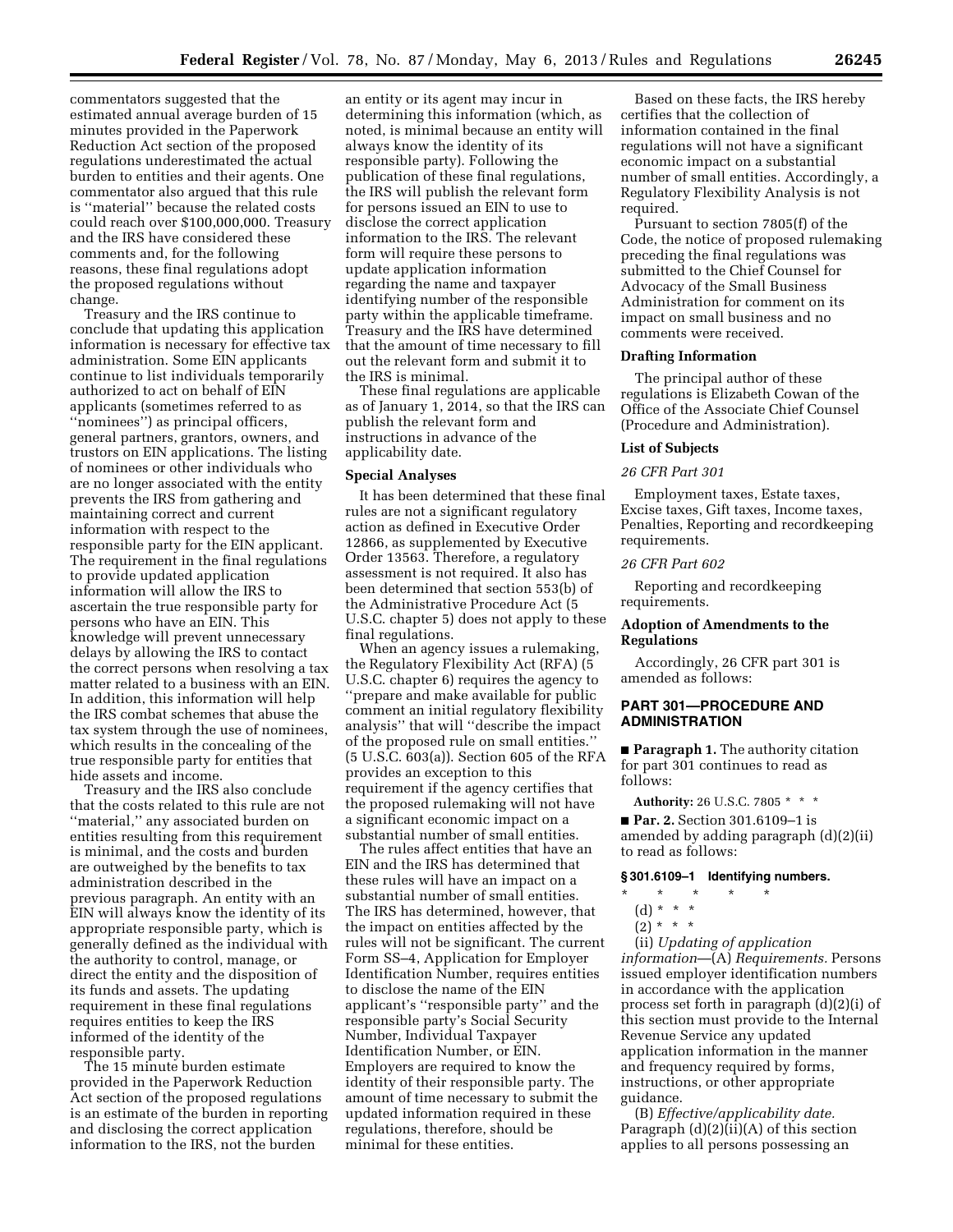commentators suggested that the estimated annual average burden of 15 minutes provided in the Paperwork Reduction Act section of the proposed regulations underestimated the actual burden to entities and their agents. One commentator also argued that this rule is ''material'' because the related costs could reach over $100,000,000. Treasury and the IRS have considered these comments and, for the following reasons, these final regulations adopt the proposed regulations without change.

Treasury and the IRS continue to conclude that updating this application information is necessary for effective tax administration. Some EIN applicants continue to list individuals temporarily authorized to act on behalf of EIN applicants (sometimes referred to as ''nominees'') as principal officers, general partners, grantors, owners, and trustors on EIN applications. The listing of nominees or other individuals who are no longer associated with the entity prevents the IRS from gathering and maintaining correct and current information with respect to the responsible party for the EIN applicant. The requirement in the final regulations to provide updated application information will allow the IRS to ascertain the true responsible party for persons who have an EIN. This knowledge will prevent unnecessary delays by allowing the IRS to contact the correct persons when resolving a tax matter related to a business with an EIN. In addition, this information will help the IRS combat schemes that abuse the tax system through the use of nominees, which results in the concealing of the true responsible party for entities that hide assets and income.

Treasury and the IRS also conclude that the costs related to this rule are not ''material,'' any associated burden on entities resulting from this requirement is minimal, and the costs and burden are outweighed by the benefits to tax administration described in the previous paragraph. An entity with an EIN will always know the identity of its appropriate responsible party, which is generally defined as the individual with the authority to control, manage, or direct the entity and the disposition of its funds and assets. The updating requirement in these final regulations requires entities to keep the IRS informed of the identity of the responsible party.

The 15 minute burden estimate provided in the Paperwork Reduction Act section of the proposed regulations is an estimate of the burden in reporting and disclosing the correct application information to the IRS, not the burden an entity or its agent may incur in determining this information (which, as noted, is minimal because an entity will always know the identity of its responsible party). Following the publication of these final regulations, the IRS will publish the relevant form for persons issued an EIN to use to disclose the correct application information to the IRS. The relevant form will require these persons to update application information regarding the name and taxpayer identifying number of the responsible party within the applicable timeframe. Treasury and the IRS have determined that the amount of time necessary to fill out the relevant form and submit it to the IRS is minimal.

These final regulations are applicable as of January 1, 2014, so that the IRS can publish the relevant form and instructions in advance of the applicability date.

## Special Analyses

It has been determined that these final rules are not a significant regulatory action as defined in Executive Order 12866, as supplemented by Executive Order 13563. Therefore, a regulatory assessment is not required. It also has been determined that section 553(b) of the Administrative Procedure Act (5 U.S.C. chapter 5) does not apply to these final regulations.

When an agency issues a rulemaking, the Regulatory Flexibility Act (RFA) (5 U.S.C. chapter 6) requires the agency to ''prepare and make available for public comment an initial regulatory flexibility analysis'' that will ''describe the impact of the proposed rule on small entities.'' (5 U.S.C. 603(a)). Section 605 of the RFA provides an exception to this requirement if the agency certifies that the proposed rulemaking will not have a significant economic impact on a substantial number of small entities.

The rules affect entities that have an EIN and the IRS has determined that these rules will have an impact on a substantial number of small entities. The IRS has determined, however, that the impact on entities affected by the rules will not be significant. The current Form SS–4, Application for Employer Identification Number, requires entities to disclose the name of the EIN applicant's ''responsible party'' and the responsible party's Social Security Number, Individual Taxpayer Identification Number, or EIN. Employers are required to know the identity of their responsible party. The amount of time necessary to submit the updated information required in these regulations, therefore, should be minimal for these entities.

Based on these facts, the IRS hereby certifies that the collection of information contained in the final regulations will not have a significant economic impact on a substantial number of small entities. Accordingly, a Regulatory Flexibility Analysis is not required.

Pursuant to section 7805(f) of the Code, the notice of proposed rulemaking preceding the final regulations was submitted to the Chief Counsel for Advocacy of the Small Business Administration for comment on its impact on small business and no comments were received.

## Drafting Information

The principal author of these regulations is Elizabeth Cowan of the Office of the Associate Chief Counsel (Procedure and Administration).

## List of Subjects

*26 CFR Part 301*

Employment taxes, Estate taxes, Excise taxes, Gift taxes, Income taxes, Penalties, Reporting and recordkeeping requirements.

*26 CFR Part 602*

Reporting and recordkeeping requirements.

## Adoption of Amendments to the Regulations

Accordingly, 26 CFR part 301 is amended as follows:

## PART 301—PROCEDURE AND ADMINISTRATION

■ **Paragraph 1.** The authority citation for part 301 continues to read as follows:

**Authority:** 26 U.S.C. 7805 * * *

■ **Par. 2.** Section 301.6109–1 is amended by adding paragraph (d)(2)(ii) to read as follows:

### § 301.6109–1 Identifying numbers.

\* \* \* \* \*

(d) * * *

(2) * * *

(ii) *Updating of application information*—(A) *Requirements.* Persons issued employer identification numbers in accordance with the application process set forth in paragraph (d)(2)(i) of this section must provide to the Internal Revenue Service any updated application information in the manner and frequency required by forms, instructions, or other appropriate guidance.

(B) *Effective/applicability date.* Paragraph (d)(2)(ii)(A) of this section applies to all persons possessing an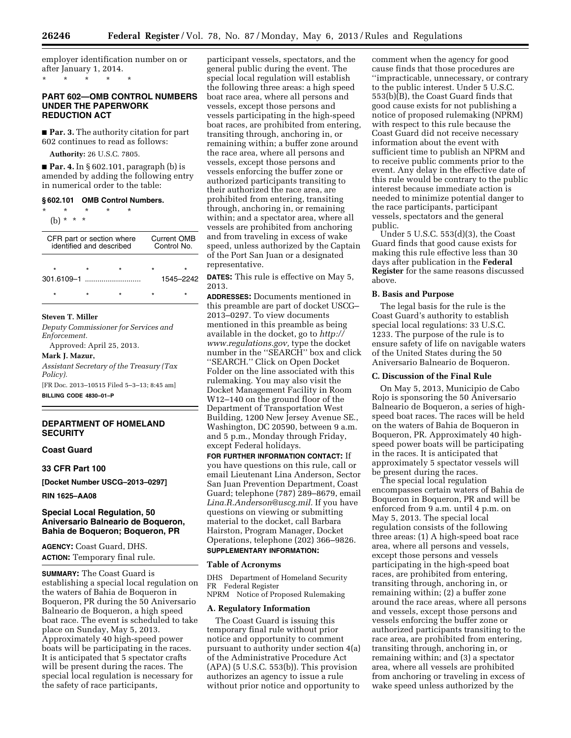employer identification number on or after January 1, 2014.

\* \* \* \* \*

## PART 602—OMB CONTROL NUMBERS UNDER THE PAPERWORK REDUCTION ACT

■ **Par. 3.** The authority citation for part 602 continues to read as follows:

**Authority:** 26 U.S.C. 7805.

■ **Par. 4.** In § 602.101, paragraph (b) is amended by adding the following entry in numerical order to the table:

### § 602.101 OMB Control Numbers.

\* \* \* \* \*

(b) \* \* \*

| CFR part or section where identified and described | Current OMB Control No. |
|---|---|
| \* \* \* | \* \* |
| 301.6109–1 .......................... | 1545–2242 |
| \* \* \* | \* \* |

**Steven T. Miller**

*Deputy Commissioner for Services and Enforcement.*

Approved: April 25, 2013.

**Mark J. Mazur,**

*Assistant Secretary of the Treasury (Tax Policy).*

[FR Doc. 2013–10515 Filed 5–3–13; 8:45 am]

**BILLING CODE 4830–01–P**

---

## DEPARTMENT OF HOMELAND SECURITY

### Coast Guard

### 33 CFR Part 100

**[Docket Number USCG–2013–0297]**

**RIN 1625–AA08**

## Special Local Regulation, 50 Aniversario Balneario de Boqueron, Bahia de Boqueron; Boqueron, PR

**AGENCY:** Coast Guard, DHS.

**ACTION:** Temporary final rule.

**SUMMARY:** The Coast Guard is establishing a special local regulation on the waters of Bahia de Boqueron in Boqueron, PR during the 50 Aniversario Balneario de Boqueron, a high speed boat race. The event is scheduled to take place on Sunday, May 5, 2013. Approximately 40 high-speed power boats will be participating in the races. It is anticipated that 5 spectator crafts will be present during the races. The special local regulation is necessary for the safety of race participants, participant vessels, spectators, and the general public during the event. The special local regulation will establish the following three areas: a high speed boat race area, where all persons and vessels, except those persons and vessels participating in the high-speed boat races, are prohibited from entering, transiting through, anchoring in, or remaining within; a buffer zone around the race area, where all persons and vessels, except those persons and vessels enforcing the buffer zone or authorized participants transiting to their authorized the race area, are prohibited from entering, transiting through, anchoring in, or remaining within; and a spectator area, where all vessels are prohibited from anchoring and from traveling in excess of wake speed, unless authorized by the Captain of the Port San Juan or a designated representative.

**DATES:** This rule is effective on May 5, 2013.

**ADDRESSES:** Documents mentioned in this preamble are part of docket USCG–2013–0297. To view documents mentioned in this preamble as being available in the docket, go to *http://www.regulations.gov,* type the docket number in the ''SEARCH'' box and click ''SEARCH.'' Click on Open Docket Folder on the line associated with this rulemaking. You may also visit the Docket Management Facility in Room W12–140 on the ground floor of the Department of Transportation West Building, 1200 New Jersey Avenue SE., Washington, DC 20590, between 9 a.m. and 5 p.m., Monday through Friday, except Federal holidays.

**FOR FURTHER INFORMATION CONTACT:** If you have questions on this rule, call or email Lieutenant Lina Anderson, Sector San Juan Prevention Department, Coast Guard; telephone (787) 289–8679, email *Lina.R.Anderson@uscg.mil.* If you have questions on viewing or submitting material to the docket, call Barbara Hairston, Program Manager, Docket Operations, telephone (202) 366–9826.

**SUPPLEMENTARY INFORMATION:**

### Table of Acronyms

DHS Department of Homeland Security
FR Federal Register
NPRM Notice of Proposed Rulemaking

### A. Regulatory Information

The Coast Guard is issuing this temporary final rule without prior notice and opportunity to comment pursuant to authority under section 4(a) of the Administrative Procedure Act (APA) (5 U.S.C. 553(b)). This provision authorizes an agency to issue a rule without prior notice and opportunity to comment when the agency for good cause finds that those procedures are ''impracticable, unnecessary, or contrary to the public interest. Under 5 U.S.C. 553(b)(B), the Coast Guard finds that good cause exists for not publishing a notice of proposed rulemaking (NPRM) with respect to this rule because the Coast Guard did not receive necessary information about the event with sufficient time to publish an NPRM and to receive public comments prior to the event. Any delay in the effective date of this rule would be contrary to the public interest because immediate action is needed to minimize potential danger to the race participants, participant vessels, spectators and the general public.

Under 5 U.S.C. 553(d)(3), the Coast Guard finds that good cause exists for making this rule effective less than 30 days after publication in the **Federal Register** for the same reasons discussed above.

### B. Basis and Purpose

The legal basis for the rule is the Coast Guard's authority to establish special local regulations: 33 U.S.C. 1233. The purpose of the rule is to ensure safety of life on navigable waters of the United States during the 50 Aniversario Balneario de Boqueron.

### C. Discussion of the Final Rule

On May 5, 2013, Municipio de Cabo Rojo is sponsoring the 50 Aniversario Balneario de Boqueron, a series of high-speed boat races. The races will be held on the waters of Bahia de Boqueron in Boqueron, PR. Approximately 40 high-speed power boats will be participating in the races. It is anticipated that approximately 5 spectator vessels will be present during the races.

The special local regulation encompasses certain waters of Bahia de Boqueron in Boqueron, PR and will be enforced from 9 a.m. until 4 p.m. on May 5, 2013. The special local regulation consists of the following three areas: (1) A high-speed boat race area, where all persons and vessels, except those persons and vessels participating in the high-speed boat races, are prohibited from entering, transiting through, anchoring in, or remaining within; (2) a buffer zone around the race areas, where all persons and vessels, except those persons and vessels enforcing the buffer zone or authorized participants transiting to the race area, are prohibited from entering, transiting through, anchoring in, or remaining within; and (3) a spectator area, where all vessels are prohibited from anchoring or traveling in excess of wake speed unless authorized by the